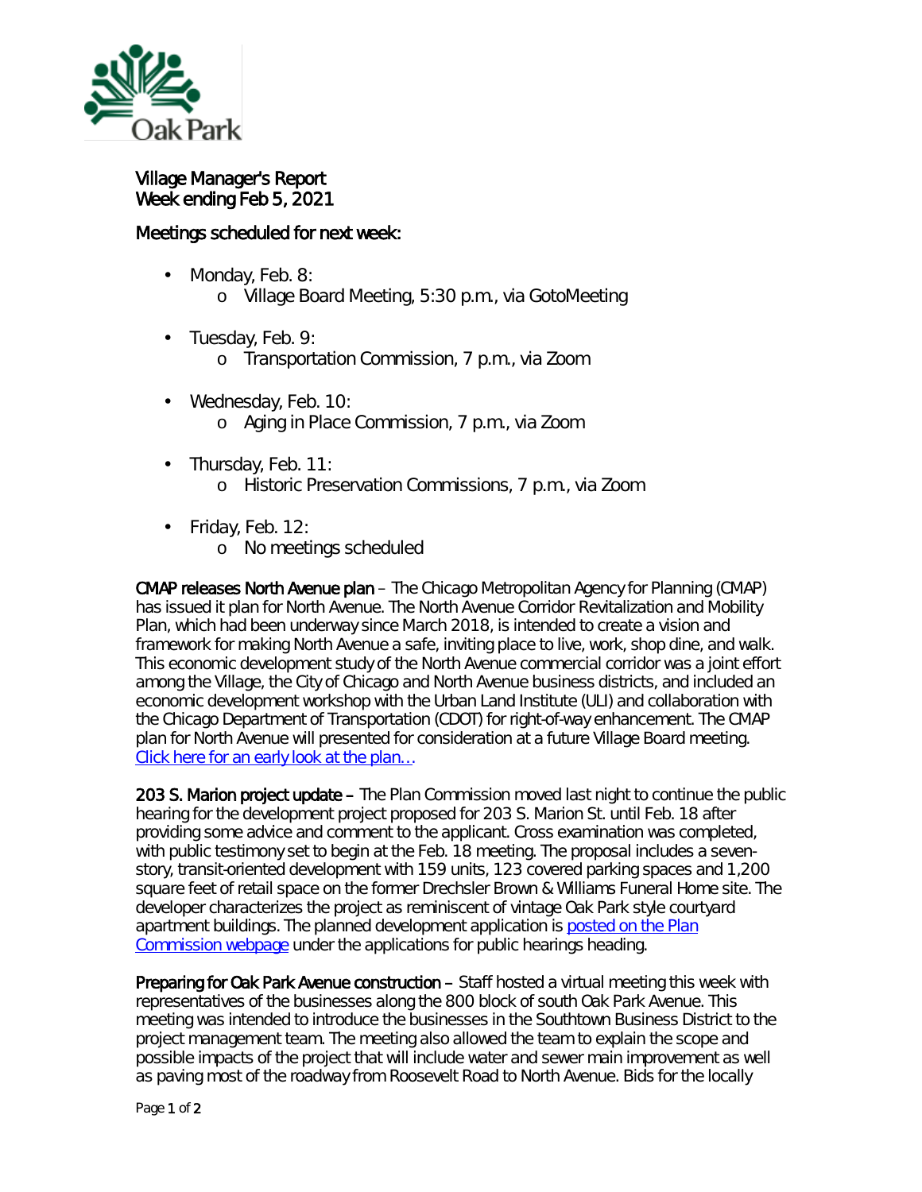Village Manager's Report
Week ending Feb 5, 2021

Meetings scheduled for next week:

- Monday, Feb. 8:
  - Village Board Meeting, 5:30 p.m., via GotoMeeting
- Tuesday, Feb. 9:
  - Transportation Commission, 7 p.m., via Zoom
- Wednesday, Feb. 10:
  - Aging in Place Commission, 7 p.m., via Zoom
- Thursday, Feb. 11:
  - Historic Preservation Commissions, 7 p.m., via Zoom
- Friday, Feb. 12:
  - No meetings scheduled

CMAP releases North Avenue plan – The Chicago Metropolitan Agency for Planning (CMAP) has issued it plan for North Avenue. The North Avenue Corridor Revitalization and Mobility Plan, which had been underway since March 2018, is intended to create a vision and framework for making North Avenue a safe, inviting place to live, work, shop dine, and walk. This economic development study of the North Avenue commercial corridor was a joint effort among the Village, the City of Chicago and North Avenue business districts, and included an economic development workshop with the Urban Land Institute (ULI) and collaboration with the Chicago Department of Transportation (CDOT) for right-of-way enhancement. The CMAP plan for North Avenue will presented for consideration at a future Village Board meeting. Click here for an early look at the plan…

203 S. Marion project update – The Plan Commission moved last night to continue the public hearing for the development project proposed for 203 S. Marion St. until Feb. 18 after providing some advice and comment to the applicant. Cross examination was completed, with public testimony set to begin at the Feb. 18 meeting. The proposal includes a seven-story, transit-oriented development with 159 units, 123 covered parking spaces and 1,200 square feet of retail space on the former Drechsler Brown & Williams Funeral Home site. The developer characterizes the project as reminiscent of vintage Oak Park style courtyard apartment buildings. The planned development application is posted on the Plan Commission webpage under the applications for public hearings heading.

Preparing for Oak Park Avenue construction – Staff hosted a virtual meeting this week with representatives of the businesses along the 800 block of south Oak Park Avenue. This meeting was intended to introduce the businesses in the Southtown Business District to the project management team. The meeting also allowed the team to explain the scope and possible impacts of the project that will include water and sewer main improvement as well as paving most of the roadway from Roosevelt Road to North Avenue. Bids for the locally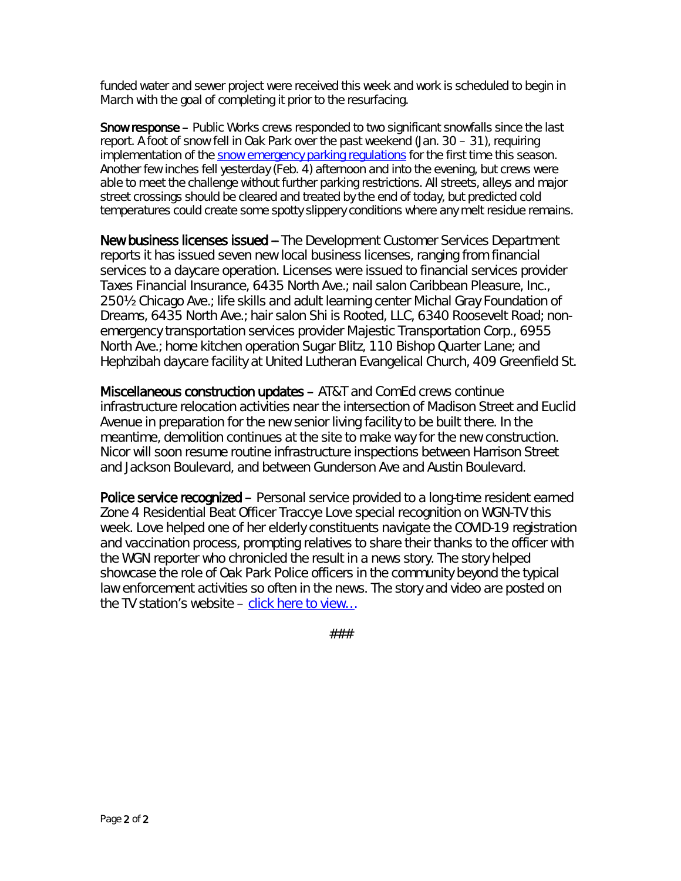funded water and sewer project were received this week and work is scheduled to begin in March with the goal of completing it prior to the resurfacing.

**Snow response** – Public Works crews responded to two significant snowfalls since the last report. A foot of snow fell in Oak Park over the past weekend (Jan. 30 – 31), requiring implementation of the [snow emergency parking regulations]() for the first time this season. Another few inches fell yesterday (Feb. 4) afternoon and into the evening, but crews were able to meet the challenge without further parking restrictions. All streets, alleys and major street crossings should be cleared and treated by the end of today, but predicted cold temperatures could create some spotty slippery conditions where any melt residue remains.

**New business licenses issued** – The Development Customer Services Department reports it has issued seven new local business licenses, ranging from financial services to a daycare operation. Licenses were issued to financial services provider Taxes Financial Insurance, 6435 North Ave.; nail salon Caribbean Pleasure, Inc., 250½ Chicago Ave.; life skills and adult learning center Michal Gray Foundation of Dreams, 6435 North Ave.; hair salon Shi is Rooted, LLC, 6340 Roosevelt Road; non-emergency transportation services provider Majestic Transportation Corp., 6955 North Ave.; home kitchen operation Sugar Blitz, 110 Bishop Quarter Lane; and Hephzibah daycare facility at United Lutheran Evangelical Church, 409 Greenfield St.

**Miscellaneous construction updates** – AT&T and ComEd crews continue infrastructure relocation activities near the intersection of Madison Street and Euclid Avenue in preparation for the new senior living facility to be built there. In the meantime, demolition continues at the site to make way for the new construction. Nicor will soon resume routine infrastructure inspections between Harrison Street and Jackson Boulevard, and between Gunderson Ave and Austin Boulevard.

**Police service recognized** – Personal service provided to a long-time resident earned Zone 4 Residential Beat Officer Traccye Love special recognition on WGN-TV this week. Love helped one of her elderly constituents navigate the COVID-19 registration and vaccination process, prompting relatives to share their thanks to the officer with the WGN reporter who chronicled the result in a news story. The story helped showcase the role of Oak Park Police officers in the community beyond the typical law enforcement activities so often in the news. The story and video are posted on the TV station's website – [click here to view…]().

###